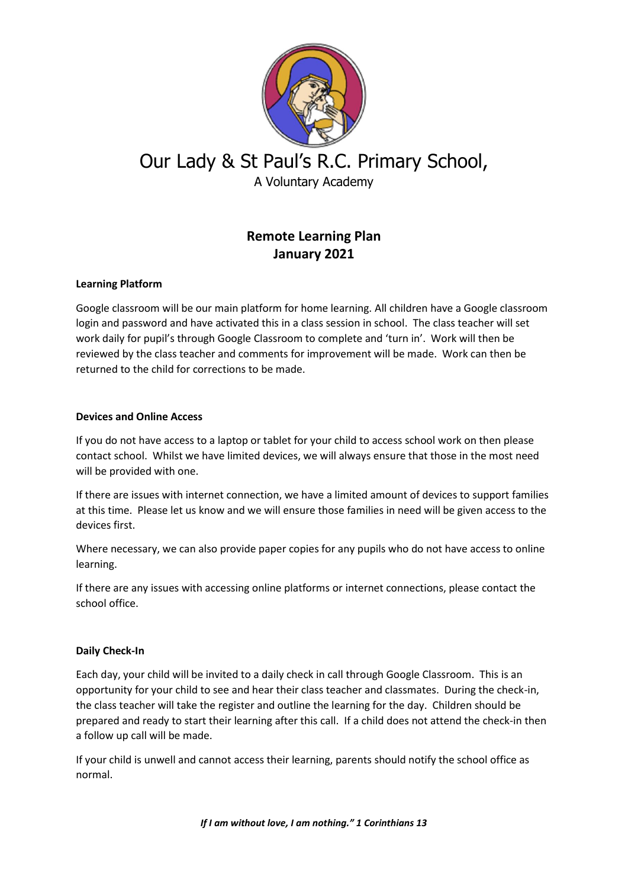# Our Lady & St Paul's R.C. Primary School,

A Voluntary Academy

## Remote Learning Plan
## January 2021

**Learning Platform**

Google classroom will be our main platform for home learning. All children have a Google classroom login and password and have activated this in a class session in school. The class teacher will set work daily for pupil's through Google Classroom to complete and 'turn in'. Work will then be reviewed by the class teacher and comments for improvement will be made. Work can then be returned to the child for corrections to be made.

**Devices and Online Access**

If you do not have access to a laptop or tablet for your child to access school work on then please contact school. Whilst we have limited devices, we will always ensure that those in the most need will be provided with one.

If there are issues with internet connection, we have a limited amount of devices to support families at this time. Please let us know and we will ensure those families in need will be given access to the devices first.

Where necessary, we can also provide paper copies for any pupils who do not have access to online learning.

If there are any issues with accessing online platforms or internet connections, please contact the school office.

**Daily Check-In**

Each day, your child will be invited to a daily check in call through Google Classroom. This is an opportunity for your child to see and hear their class teacher and classmates. During the check-in, the class teacher will take the register and outline the learning for the day. Children should be prepared and ready to start their learning after this call. If a child does not attend the check-in then a follow up call will be made.

If your child is unwell and cannot access their learning, parents should notify the school office as normal.

***If I am without love, I am nothing." 1 Corinthians 13***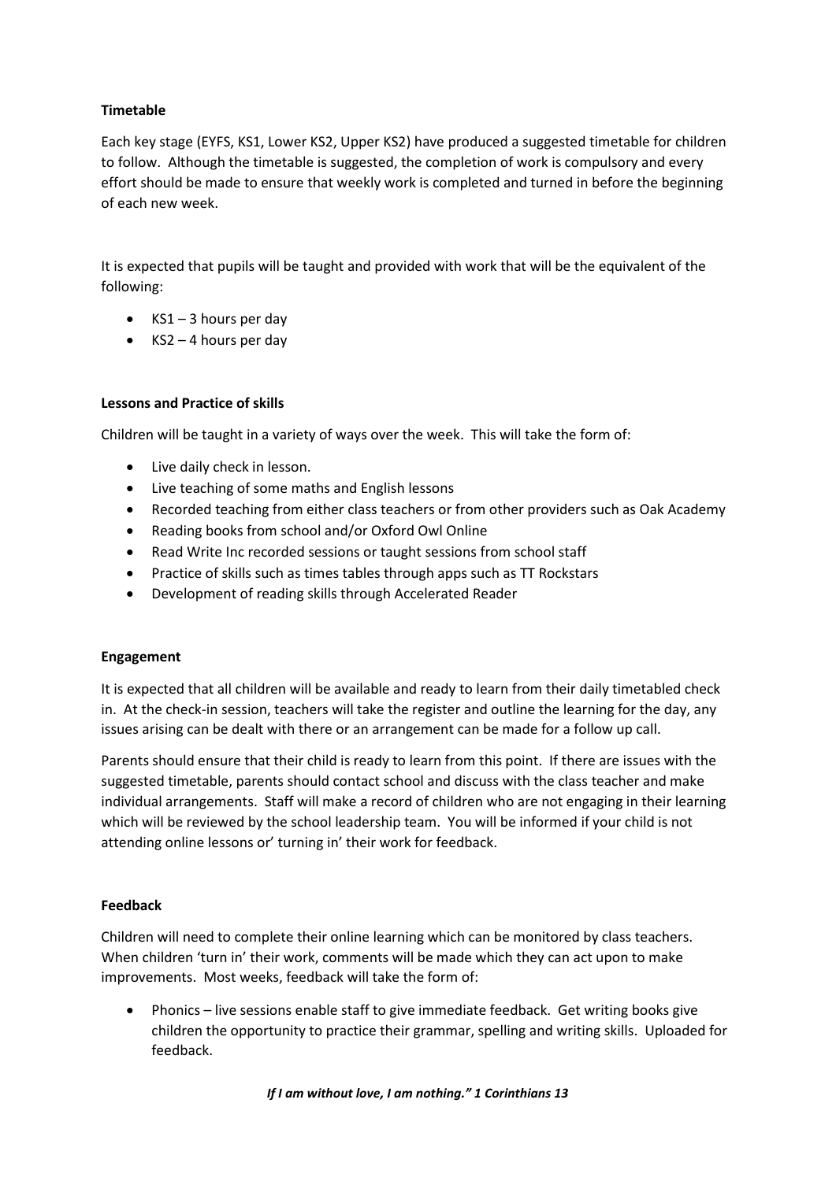**Timetable**

Each key stage (EYFS, KS1, Lower KS2, Upper KS2) have produced a suggested timetable for children to follow. Although the timetable is suggested, the completion of work is compulsory and every effort should be made to ensure that weekly work is completed and turned in before the beginning of each new week.

It is expected that pupils will be taught and provided with work that will be the equivalent of the following:

- KS1 – 3 hours per day
- KS2 – 4 hours per day

**Lessons and Practice of skills**

Children will be taught in a variety of ways over the week. This will take the form of:

- Live daily check in lesson.
- Live teaching of some maths and English lessons
- Recorded teaching from either class teachers or from other providers such as Oak Academy
- Reading books from school and/or Oxford Owl Online
- Read Write Inc recorded sessions or taught sessions from school staff
- Practice of skills such as times tables through apps such as TT Rockstars
- Development of reading skills through Accelerated Reader

**Engagement**

It is expected that all children will be available and ready to learn from their daily timetabled check in. At the check-in session, teachers will take the register and outline the learning for the day, any issues arising can be dealt with there or an arrangement can be made for a follow up call.

Parents should ensure that their child is ready to learn from this point. If there are issues with the suggested timetable, parents should contact school and discuss with the class teacher and make individual arrangements. Staff will make a record of children who are not engaging in their learning which will be reviewed by the school leadership team. You will be informed if your child is not attending online lessons or' turning in' their work for feedback.

**Feedback**

Children will need to complete their online learning which can be monitored by class teachers. When children 'turn in' their work, comments will be made which they can act upon to make improvements. Most weeks, feedback will take the form of:

- Phonics – live sessions enable staff to give immediate feedback. Get writing books give children the opportunity to practice their grammar, spelling and writing skills. Uploaded for feedback.

***If I am without love, I am nothing." 1 Corinthians 13***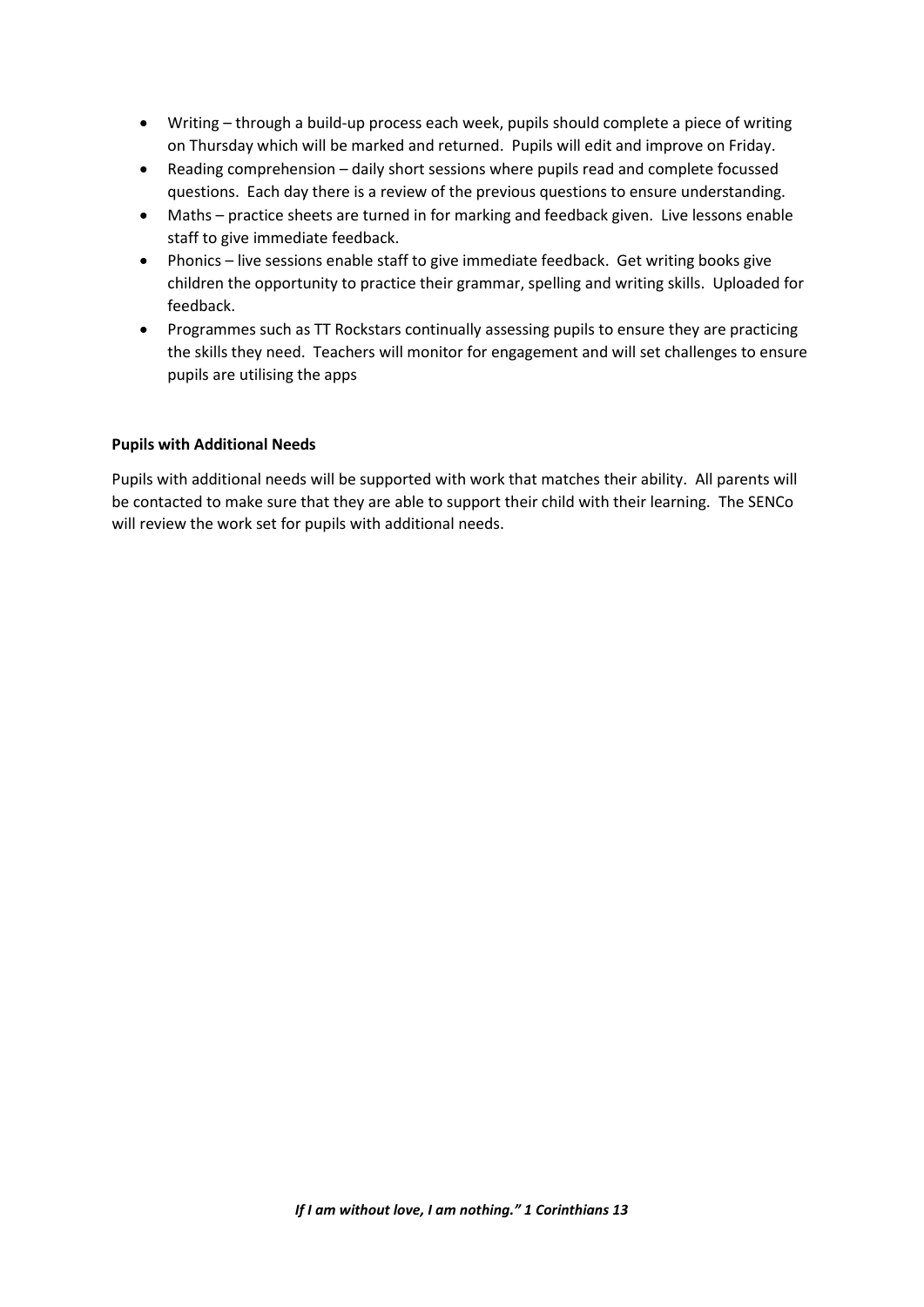- Writing – through a build-up process each week, pupils should complete a piece of writing on Thursday which will be marked and returned. Pupils will edit and improve on Friday.
- Reading comprehension – daily short sessions where pupils read and complete focussed questions. Each day there is a review of the previous questions to ensure understanding.
- Maths – practice sheets are turned in for marking and feedback given. Live lessons enable staff to give immediate feedback.
- Phonics – live sessions enable staff to give immediate feedback. Get writing books give children the opportunity to practice their grammar, spelling and writing skills. Uploaded for feedback.
- Programmes such as TT Rockstars continually assessing pupils to ensure they are practicing the skills they need. Teachers will monitor for engagement and will set challenges to ensure pupils are utilising the apps

**Pupils with Additional Needs**

Pupils with additional needs will be supported with work that matches their ability. All parents will be contacted to make sure that they are able to support their child with their learning. The SENCo will review the work set for pupils with additional needs.